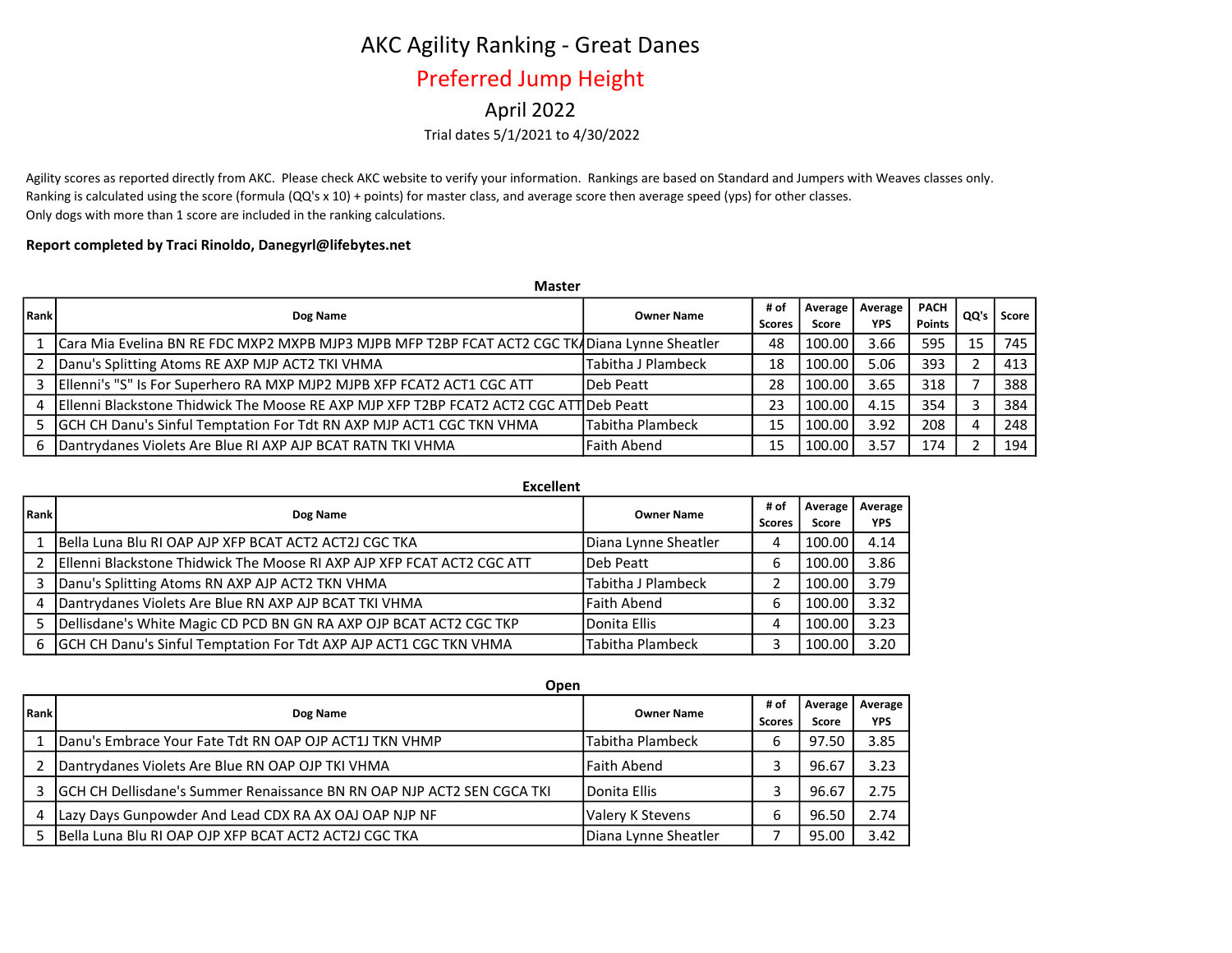# AKC Agility Ranking - Great Danes

## Preferred Jump Height

### April 2022

Trial dates 5/1/2021 to 4/30/2022

Agility scores as reported directly from AKC. Please check AKC website to verify your information. Rankings are based on Standard and Jumpers with Weaves classes only.
Ranking is calculated using the score (formula (QQ's x 10) + points) for master class, and average score then average speed (yps) for other classes.
Only dogs with more than 1 score are included in the ranking calculations.

**Report completed by Traci Rinoldo, Danegyrl@lifebytes.net**

**Master**

| Rank | Dog Name | Owner Name | # of Scores | Average Score | Average YPS | PACH Points | QQ's | Score |
|---|---|---|---|---|---|---|---|---|
| 1 | Cara Mia Evelina BN RE FDC MXP2 MXPB MJP3 MJPB MFP T2BP FCAT ACT2 CGC TKA | Diana Lynne Sheatler | 48 | 100.00 | 3.66 | 595 | 15 | 745 |
| 2 | Danu's Splitting Atoms RE AXP MJP ACT2 TKI VHMA | Tabitha J Plambeck | 18 | 100.00 | 5.06 | 393 | 2 | 413 |
| 3 | Ellenni's "S" Is For Superhero RA MXP MJP2 MJPB XFP FCAT2 ACT1 CGC ATT | Deb Peatt | 28 | 100.00 | 3.65 | 318 | 7 | 388 |
| 4 | Ellenni Blackstone Thidwick The Moose RE AXP MJP XFP T2BP FCAT2 ACT2 CGC ATT | Deb Peatt | 23 | 100.00 | 4.15 | 354 | 3 | 384 |
| 5 | GCH CH Danu's Sinful Temptation For Tdt RN AXP MJP ACT1 CGC TKN VHMA | Tabitha Plambeck | 15 | 100.00 | 3.92 | 208 | 4 | 248 |
| 6 | Dantrydanes Violets Are Blue RI AXP AJP BCAT RATN TKI VHMA | Faith Abend | 15 | 100.00 | 3.57 | 174 | 2 | 194 |

**Excellent**

| Rank | Dog Name | Owner Name | # of Scores | Average Score | Average YPS |
|---|---|---|---|---|---|
| 1 | Bella Luna Blu RI OAP AJP XFP BCAT ACT2 ACT2J CGC TKA | Diana Lynne Sheatler | 4 | 100.00 | 4.14 |
| 2 | Ellenni Blackstone Thidwick The Moose RI AXP AJP XFP FCAT ACT2 CGC ATT | Deb Peatt | 6 | 100.00 | 3.86 |
| 3 | Danu's Splitting Atoms RN AXP AJP ACT2 TKN VHMA | Tabitha J Plambeck | 2 | 100.00 | 3.79 |
| 4 | Dantrydanes Violets Are Blue RN AXP AJP BCAT TKI VHMA | Faith Abend | 6 | 100.00 | 3.32 |
| 5 | Dellisdane's White Magic CD PCD BN GN RA AXP OJP BCAT ACT2 CGC TKP | Donita Ellis | 4 | 100.00 | 3.23 |
| 6 | GCH CH Danu's Sinful Temptation For Tdt AXP AJP ACT1 CGC TKN VHMA | Tabitha Plambeck | 3 | 100.00 | 3.20 |

**Open**

| Rank | Dog Name | Owner Name | # of Scores | Average Score | Average YPS |
|---|---|---|---|---|---|
| 1 | Danu's Embrace Your Fate Tdt RN OAP OJP ACT1J TKN VHMP | Tabitha Plambeck | 6 | 97.50 | 3.85 |
| 2 | Dantrydanes Violets Are Blue RN OAP OJP TKI VHMA | Faith Abend | 3 | 96.67 | 3.23 |
| 3 | GCH CH Dellisdane's Summer Renaissance BN RN OAP NJP ACT2 SEN CGCA TKI | Donita Ellis | 3 | 96.67 | 2.75 |
| 4 | Lazy Days Gunpowder And Lead CDX RA AX OAJ OAP NJP NF | Valery K Stevens | 6 | 96.50 | 2.74 |
| 5 | Bella Luna Blu RI OAP OJP XFP BCAT ACT2 ACT2J CGC TKA | Diana Lynne Sheatler | 7 | 95.00 | 3.42 |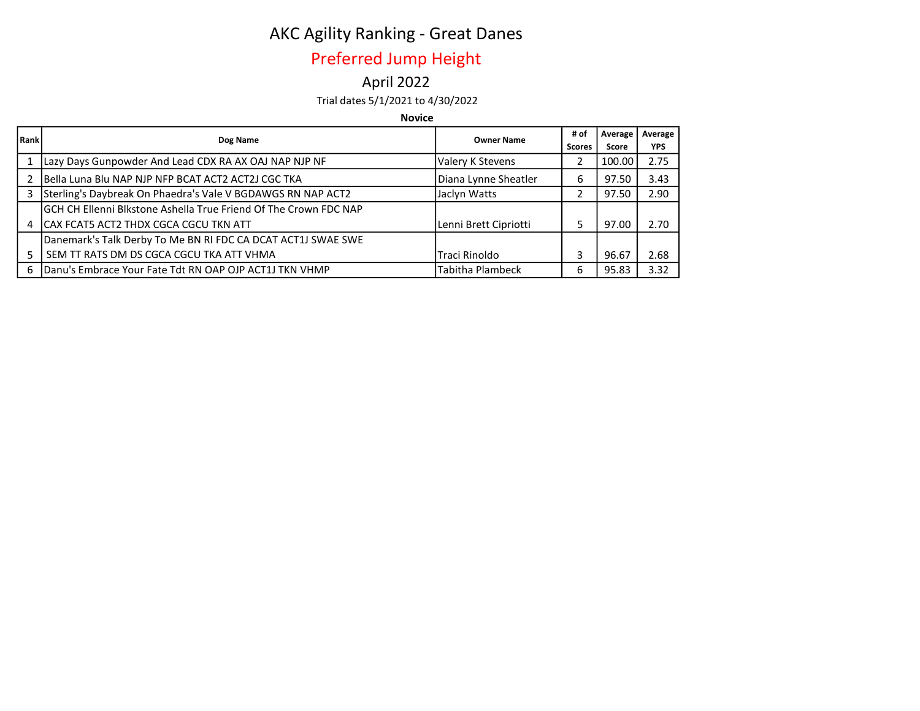# AKC Agility Ranking - Great Danes

## Preferred Jump Height

### April 2022

Trial dates 5/1/2021 to 4/30/2022

**Novice**

| Rank | Dog Name | Owner Name | # of Scores | Average Score | Average YPS |
|---|---|---|---|---|---|
| 1 | Lazy Days Gunpowder And Lead CDX RA AX OAJ NAP NJP NF | Valery K Stevens | 2 | 100.00 | 2.75 |
| 2 | Bella Luna Blu NAP NJP NFP BCAT ACT2 ACT2J CGC TKA | Diana Lynne Sheatler | 6 | 97.50 | 3.43 |
| 3 | Sterling's Daybreak On Phaedra's Vale V BGDAWGS RN NAP ACT2 | Jaclyn Watts | 2 | 97.50 | 2.90 |
| 4 | GCH CH Ellenni Blkstone Ashella True Friend Of The Crown FDC NAP CAX FCAT5 ACT2 THDX CGCA CGCU TKN ATT | Lenni Brett Cipriotti | 5 | 97.00 | 2.70 |
| 5 | Danemark's Talk Derby To Me BN RI FDC CA DCAT ACT1J SWAE SWE SEM TT RATS DM DS CGCA CGCU TKA ATT VHMA | Traci Rinoldo | 3 | 96.67 | 2.68 |
| 6 | Danu's Embrace Your Fate Tdt RN OAP OJP ACT1J TKN VHMP | Tabitha Plambeck | 6 | 95.83 | 3.32 |